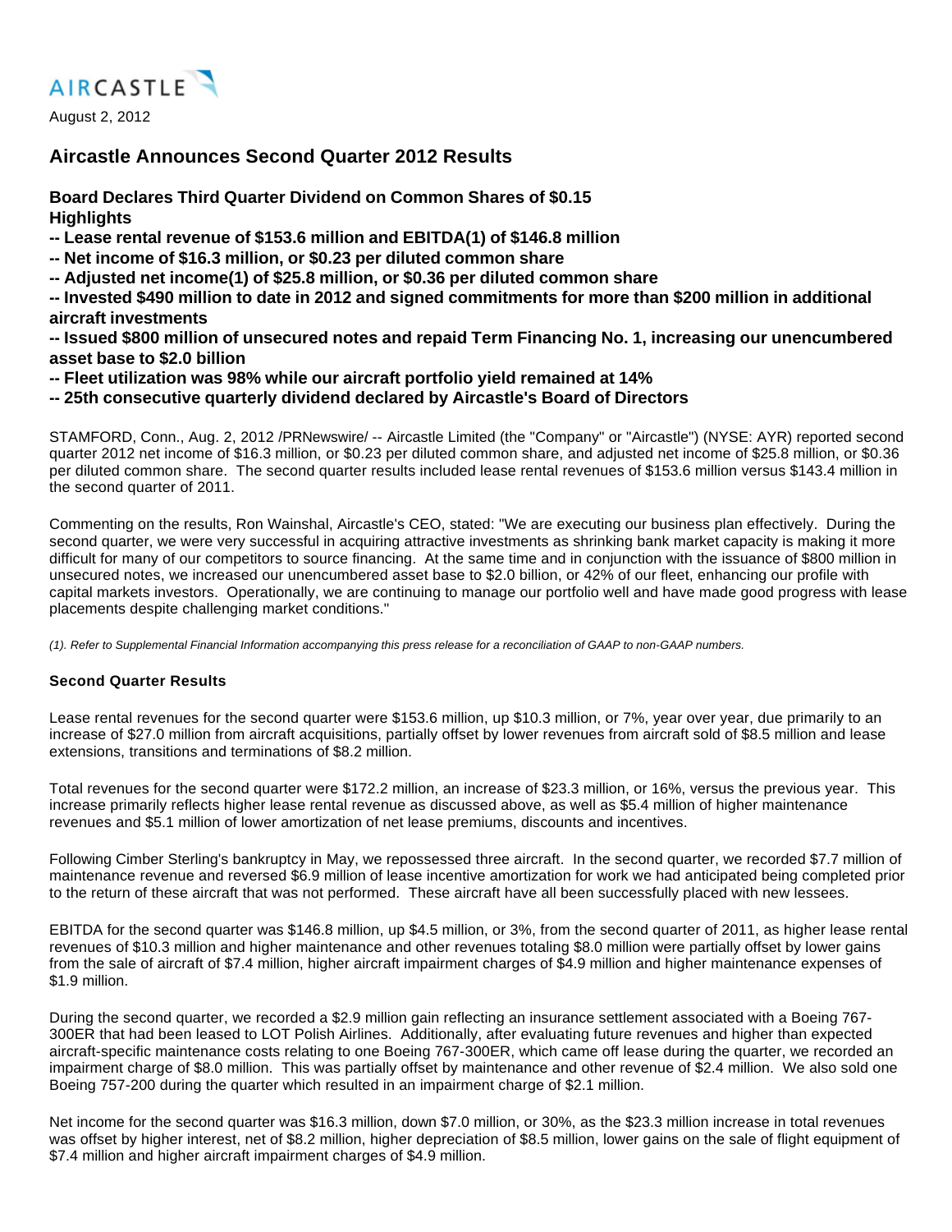AIRCASTLE

August 2, 2012

# Aircastle Announces Second Quarter 2012 Results

**Board Declares Third Quarter Dividend on Common Shares of $0.15**

**Highlights**

**-- Lease rental revenue of $153.6 million and EBITDA(1) of $146.8 million**

**-- Net income of $16.3 million, or $0.23 per diluted common share**

**-- Adjusted net income(1) of $25.8 million, or $0.36 per diluted common share**

**-- Invested $490 million to date in 2012 and signed commitments for more than $200 million in additional aircraft investments**

**-- Issued $800 million of unsecured notes and repaid Term Financing No. 1, increasing our unencumbered asset base to $2.0 billion**

**-- Fleet utilization was 98% while our aircraft portfolio yield remained at 14%**

**-- 25th consecutive quarterly dividend declared by Aircastle's Board of Directors**

STAMFORD, Conn., Aug. 2, 2012 /PRNewswire/ -- Aircastle Limited (the "Company" or "Aircastle") (NYSE: AYR) reported second quarter 2012 net income of $16.3 million, or $0.23 per diluted common share, and adjusted net income of $25.8 million, or $0.36 per diluted common share. The second quarter results included lease rental revenues of $153.6 million versus $143.4 million in the second quarter of 2011.

Commenting on the results, Ron Wainshal, Aircastle's CEO, stated: "We are executing our business plan effectively. During the second quarter, we were very successful in acquiring attractive investments as shrinking bank market capacity is making it more difficult for many of our competitors to source financing. At the same time and in conjunction with the issuance of $800 million in unsecured notes, we increased our unencumbered asset base to $2.0 billion, or 42% of our fleet, enhancing our profile with capital markets investors. Operationally, we are continuing to manage our portfolio well and have made good progress with lease placements despite challenging market conditions."

*(1). Refer to Supplemental Financial Information accompanying this press release for a reconciliation of GAAP to non-GAAP numbers.*

### Second Quarter Results

Lease rental revenues for the second quarter were $153.6 million, up $10.3 million, or 7%, year over year, due primarily to an increase of $27.0 million from aircraft acquisitions, partially offset by lower revenues from aircraft sold of $8.5 million and lease extensions, transitions and terminations of $8.2 million.

Total revenues for the second quarter were $172.2 million, an increase of $23.3 million, or 16%, versus the previous year. This increase primarily reflects higher lease rental revenue as discussed above, as well as $5.4 million of higher maintenance revenues and $5.1 million of lower amortization of net lease premiums, discounts and incentives.

Following Cimber Sterling's bankruptcy in May, we repossessed three aircraft. In the second quarter, we recorded $7.7 million of maintenance revenue and reversed $6.9 million of lease incentive amortization for work we had anticipated being completed prior to the return of these aircraft that was not performed. These aircraft have all been successfully placed with new lessees.

EBITDA for the second quarter was $146.8 million, up $4.5 million, or 3%, from the second quarter of 2011, as higher lease rental revenues of $10.3 million and higher maintenance and other revenues totaling $8.0 million were partially offset by lower gains from the sale of aircraft of $7.4 million, higher aircraft impairment charges of $4.9 million and higher maintenance expenses of $1.9 million.

During the second quarter, we recorded a $2.9 million gain reflecting an insurance settlement associated with a Boeing 767-300ER that had been leased to LOT Polish Airlines. Additionally, after evaluating future revenues and higher than expected aircraft-specific maintenance costs relating to one Boeing 767-300ER, which came off lease during the quarter, we recorded an impairment charge of $8.0 million. This was partially offset by maintenance and other revenue of $2.4 million. We also sold one Boeing 757-200 during the quarter which resulted in an impairment charge of $2.1 million.

Net income for the second quarter was $16.3 million, down $7.0 million, or 30%, as the $23.3 million increase in total revenues was offset by higher interest, net of $8.2 million, higher depreciation of $8.5 million, lower gains on the sale of flight equipment of $7.4 million and higher aircraft impairment charges of $4.9 million.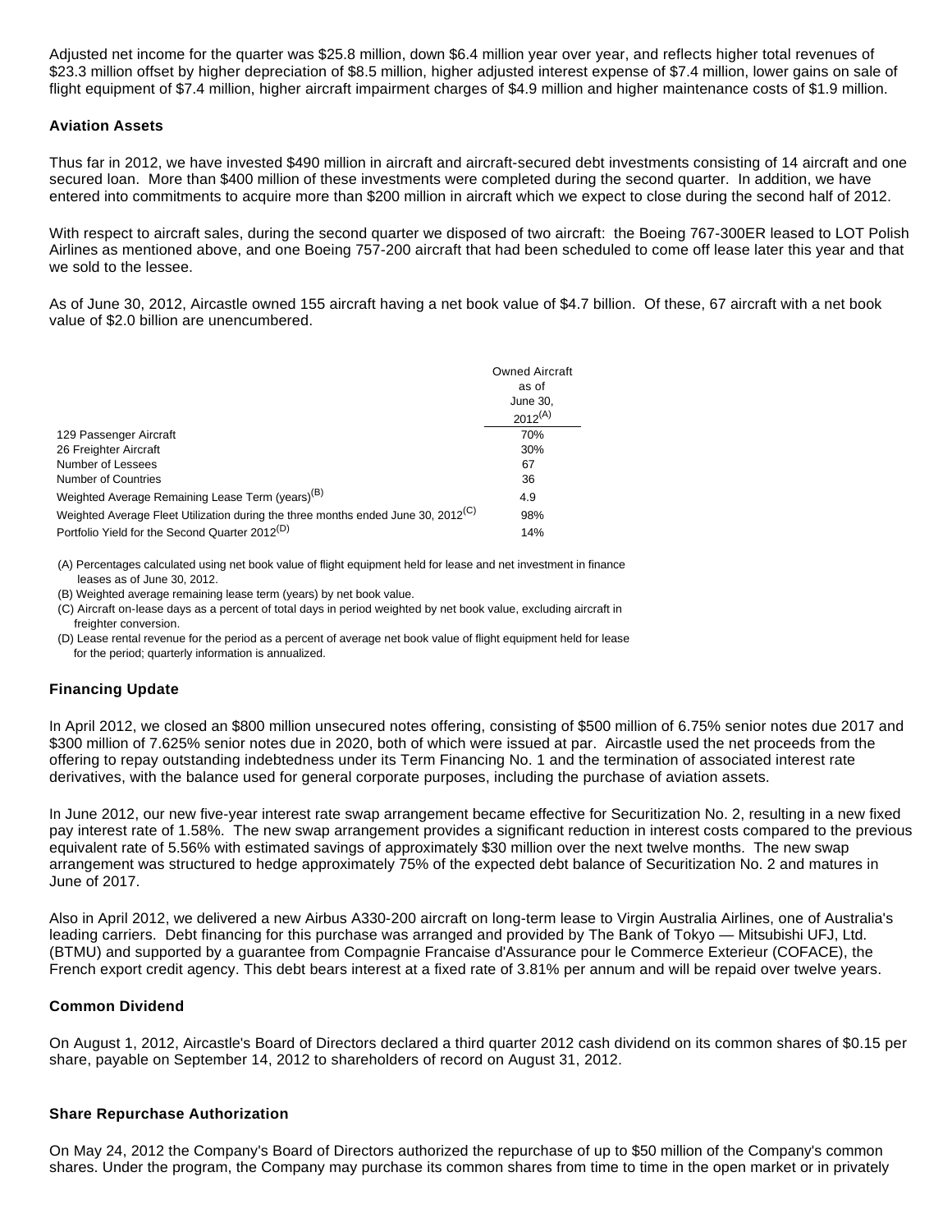Adjusted net income for the quarter was $25.8 million, down $6.4 million year over year, and reflects higher total revenues of $23.3 million offset by higher depreciation of $8.5 million, higher adjusted interest expense of $7.4 million, lower gains on sale of flight equipment of $7.4 million, higher aircraft impairment charges of $4.9 million and higher maintenance costs of $1.9 million.

**Aviation Assets**

Thus far in 2012, we have invested $490 million in aircraft and aircraft-secured debt investments consisting of 14 aircraft and one secured loan. More than $400 million of these investments were completed during the second quarter. In addition, we have entered into commitments to acquire more than $200 million in aircraft which we expect to close during the second half of 2012.

With respect to aircraft sales, during the second quarter we disposed of two aircraft: the Boeing 767-300ER leased to LOT Polish Airlines as mentioned above, and one Boeing 757-200 aircraft that had been scheduled to come off lease later this year and that we sold to the lessee.

As of June 30, 2012, Aircastle owned 155 aircraft having a net book value of $4.7 billion. Of these, 67 aircraft with a net book value of $2.0 billion are unencumbered.

| | Owned Aircraft as of June 30, 2012(A) |
|---|---|
| 129 Passenger Aircraft | 70% |
| 26 Freighter Aircraft | 30% |
| Number of Lessees | 67 |
| Number of Countries | 36 |
| Weighted Average Remaining Lease Term (years)(B) | 4.9 |
| Weighted Average Fleet Utilization during the three months ended June 30, 2012(C) | 98% |
| Portfolio Yield for the Second Quarter 2012(D) | 14% |

(A) Percentages calculated using net book value of flight equipment held for lease and net investment in finance leases as of June 30, 2012.

(B) Weighted average remaining lease term (years) by net book value.

(C) Aircraft on-lease days as a percent of total days in period weighted by net book value, excluding aircraft in freighter conversion.

(D) Lease rental revenue for the period as a percent of average net book value of flight equipment held for lease for the period; quarterly information is annualized.

**Financing Update**

In April 2012, we closed an $800 million unsecured notes offering, consisting of $500 million of 6.75% senior notes due 2017 and $300 million of 7.625% senior notes due in 2020, both of which were issued at par. Aircastle used the net proceeds from the offering to repay outstanding indebtedness under its Term Financing No. 1 and the termination of associated interest rate derivatives, with the balance used for general corporate purposes, including the purchase of aviation assets.

In June 2012, our new five-year interest rate swap arrangement became effective for Securitization No. 2, resulting in a new fixed pay interest rate of 1.58%. The new swap arrangement provides a significant reduction in interest costs compared to the previous equivalent rate of 5.56% with estimated savings of approximately $30 million over the next twelve months. The new swap arrangement was structured to hedge approximately 75% of the expected debt balance of Securitization No. 2 and matures in June of 2017.

Also in April 2012, we delivered a new Airbus A330-200 aircraft on long-term lease to Virgin Australia Airlines, one of Australia's leading carriers. Debt financing for this purchase was arranged and provided by The Bank of Tokyo — Mitsubishi UFJ, Ltd. (BTMU) and supported by a guarantee from Compagnie Francaise d'Assurance pour le Commerce Exterieur (COFACE), the French export credit agency. This debt bears interest at a fixed rate of 3.81% per annum and will be repaid over twelve years.

**Common Dividend**

On August 1, 2012, Aircastle's Board of Directors declared a third quarter 2012 cash dividend on its common shares of $0.15 per share, payable on September 14, 2012 to shareholders of record on August 31, 2012.

**Share Repurchase Authorization**

On May 24, 2012 the Company's Board of Directors authorized the repurchase of up to $50 million of the Company's common shares. Under the program, the Company may purchase its common shares from time to time in the open market or in privately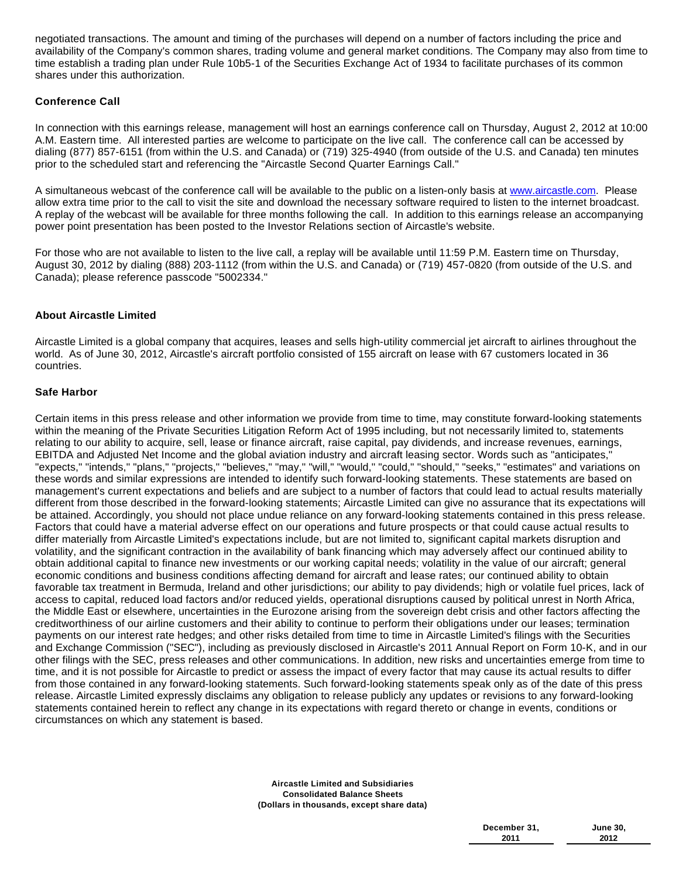negotiated transactions. The amount and timing of the purchases will depend on a number of factors including the price and availability of the Company's common shares, trading volume and general market conditions. The Company may also from time to time establish a trading plan under Rule 10b5-1 of the Securities Exchange Act of 1934 to facilitate purchases of its common shares under this authorization.

**Conference Call**

In connection with this earnings release, management will host an earnings conference call on Thursday, August 2, 2012 at 10:00 A.M. Eastern time. All interested parties are welcome to participate on the live call. The conference call can be accessed by dialing (877) 857-6151 (from within the U.S. and Canada) or (719) 325-4940 (from outside of the U.S. and Canada) ten minutes prior to the scheduled start and referencing the "Aircastle Second Quarter Earnings Call."

A simultaneous webcast of the conference call will be available to the public on a listen-only basis at www.aircastle.com. Please allow extra time prior to the call to visit the site and download the necessary software required to listen to the internet broadcast. A replay of the webcast will be available for three months following the call. In addition to this earnings release an accompanying power point presentation has been posted to the Investor Relations section of Aircastle's website.

For those who are not available to listen to the live call, a replay will be available until 11:59 P.M. Eastern time on Thursday, August 30, 2012 by dialing (888) 203-1112 (from within the U.S. and Canada) or (719) 457-0820 (from outside of the U.S. and Canada); please reference passcode "5002334."

**About Aircastle Limited**

Aircastle Limited is a global company that acquires, leases and sells high-utility commercial jet aircraft to airlines throughout the world. As of June 30, 2012, Aircastle's aircraft portfolio consisted of 155 aircraft on lease with 67 customers located in 36 countries.

**Safe Harbor**

Certain items in this press release and other information we provide from time to time, may constitute forward-looking statements within the meaning of the Private Securities Litigation Reform Act of 1995 including, but not necessarily limited to, statements relating to our ability to acquire, sell, lease or finance aircraft, raise capital, pay dividends, and increase revenues, earnings, EBITDA and Adjusted Net Income and the global aviation industry and aircraft leasing sector. Words such as "anticipates," "expects," "intends," "plans," "projects," "believes," "may," "will," "would," "could," "should," "seeks," "estimates" and variations on these words and similar expressions are intended to identify such forward-looking statements. These statements are based on management's current expectations and beliefs and are subject to a number of factors that could lead to actual results materially different from those described in the forward-looking statements; Aircastle Limited can give no assurance that its expectations will be attained. Accordingly, you should not place undue reliance on any forward-looking statements contained in this press release. Factors that could have a material adverse effect on our operations and future prospects or that could cause actual results to differ materially from Aircastle Limited's expectations include, but are not limited to, significant capital markets disruption and volatility, and the significant contraction in the availability of bank financing which may adversely affect our continued ability to obtain additional capital to finance new investments or our working capital needs; volatility in the value of our aircraft; general economic conditions and business conditions affecting demand for aircraft and lease rates; our continued ability to obtain favorable tax treatment in Bermuda, Ireland and other jurisdictions; our ability to pay dividends; high or volatile fuel prices, lack of access to capital, reduced load factors and/or reduced yields, operational disruptions caused by political unrest in North Africa, the Middle East or elsewhere, uncertainties in the Eurozone arising from the sovereign debt crisis and other factors affecting the creditworthiness of our airline customers and their ability to continue to perform their obligations under our leases; termination payments on our interest rate hedges; and other risks detailed from time to time in Aircastle Limited's filings with the Securities and Exchange Commission ("SEC"), including as previously disclosed in Aircastle's 2011 Annual Report on Form 10-K, and in our other filings with the SEC, press releases and other communications. In addition, new risks and uncertainties emerge from time to time, and it is not possible for Aircastle to predict or assess the impact of every factor that may cause its actual results to differ from those contained in any forward-looking statements. Such forward-looking statements speak only as of the date of this press release. Aircastle Limited expressly disclaims any obligation to release publicly any updates or revisions to any forward-looking statements contained herein to reflect any change in its expectations with regard thereto or change in events, conditions or circumstances on which any statement is based.

**Aircastle Limited and Subsidiaries**
**Consolidated Balance Sheets**
**(Dollars in thousands, except share data)**

| | December 31, 2011 | June 30, 2012 |
|---|---|---|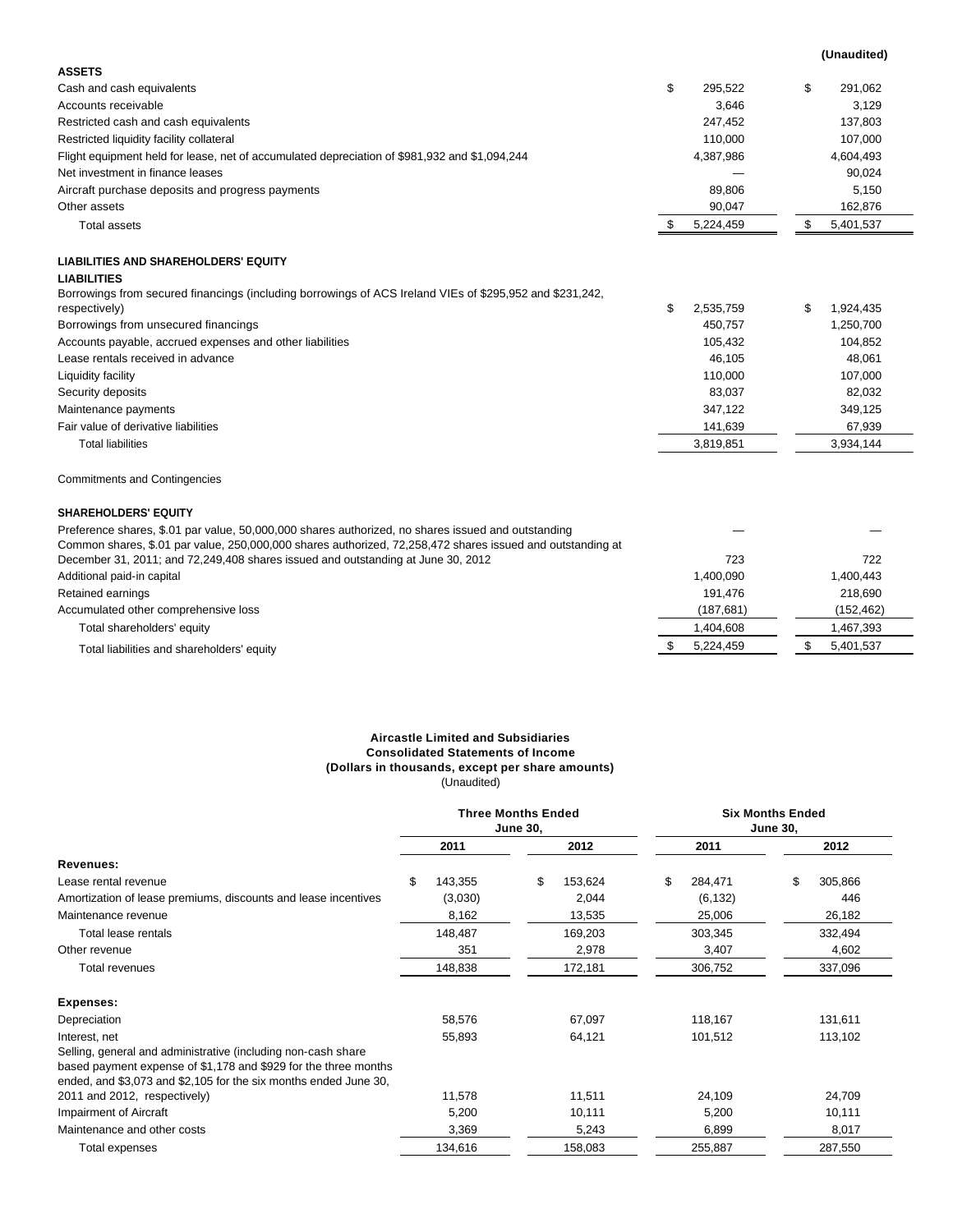| | | (Unaudited) |
|---|---|---|
| **ASSETS** | | |
| Cash and cash equivalents | $ 295,522 | $ 291,062 |
| Accounts receivable | 3,646 | 3,129 |
| Restricted cash and cash equivalents | 247,452 | 137,803 |
| Restricted liquidity facility collateral | 110,000 | 107,000 |
| Flight equipment held for lease, net of accumulated depreciation of $981,932 and $1,094,244 | 4,387,986 | 4,604,493 |
| Net investment in finance leases | — | 90,024 |
| Aircraft purchase deposits and progress payments | 89,806 | 5,150 |
| Other assets | 90,047 | 162,876 |
| Total assets | $ 5,224,459 | $ 5,401,537 |
| **LIABILITIES AND SHAREHOLDERS' EQUITY** | | |
| **LIABILITIES** | | |
| Borrowings from secured financings (including borrowings of ACS Ireland VIEs of $295,952 and $231,242, respectively) | $ 2,535,759 | $ 1,924,435 |
| Borrowings from unsecured financings | 450,757 | 1,250,700 |
| Accounts payable, accrued expenses and other liabilities | 105,432 | 104,852 |
| Lease rentals received in advance | 46,105 | 48,061 |
| Liquidity facility | 110,000 | 107,000 |
| Security deposits | 83,037 | 82,032 |
| Maintenance payments | 347,122 | 349,125 |
| Fair value of derivative liabilities | 141,639 | 67,939 |
| Total liabilities | 3,819,851 | 3,934,144 |
| Commitments and Contingencies | | |
| **SHAREHOLDERS' EQUITY** | | |
| Preference shares, $.01 par value, 50,000,000 shares authorized, no shares issued and outstanding | — | — |
| Common shares, $.01 par value, 250,000,000 shares authorized, 72,258,472 shares issued and outstanding at December 31, 2011; and 72,249,408 shares issued and outstanding at June 30, 2012 | 723 | 722 |
| Additional paid-in capital | 1,400,090 | 1,400,443 |
| Retained earnings | 191,476 | 218,690 |
| Accumulated other comprehensive loss | (187,681) | (152,462) |
| Total shareholders' equity | 1,404,608 | 1,467,393 |
| Total liabilities and shareholders' equity | $ 5,224,459 | $ 5,401,537 |

**Aircastle Limited and Subsidiaries**
**Consolidated Statements of Income**
**(Dollars in thousands, except per share amounts)**
(Unaudited)

| | Three Months Ended June 30, | | Six Months Ended June 30, | |
|---|---|---|---|---|
| | 2011 | 2012 | 2011 | 2012 |
| **Revenues:** | | | | |
| Lease rental revenue | $ 143,355 | $ 153,624 | $ 284,471 | $ 305,866 |
| Amortization of lease premiums, discounts and lease incentives | (3,030) | 2,044 | (6,132) | 446 |
| Maintenance revenue | 8,162 | 13,535 | 25,006 | 26,182 |
| Total lease rentals | 148,487 | 169,203 | 303,345 | 332,494 |
| Other revenue | 351 | 2,978 | 3,407 | 4,602 |
| Total revenues | 148,838 | 172,181 | 306,752 | 337,096 |
| **Expenses:** | | | | |
| Depreciation | 58,576 | 67,097 | 118,167 | 131,611 |
| Interest, net | 55,893 | 64,121 | 101,512 | 113,102 |
| Selling, general and administrative (including non-cash share based payment expense of $1,178 and $929 for the three months ended, and $3,073 and $2,105 for the six months ended June 30, 2011 and 2012, respectively) | 11,578 | 11,511 | 24,109 | 24,709 |
| Impairment of Aircraft | 5,200 | 10,111 | 5,200 | 10,111 |
| Maintenance and other costs | 3,369 | 5,243 | 6,899 | 8,017 |
| Total expenses | 134,616 | 158,083 | 255,887 | 287,550 |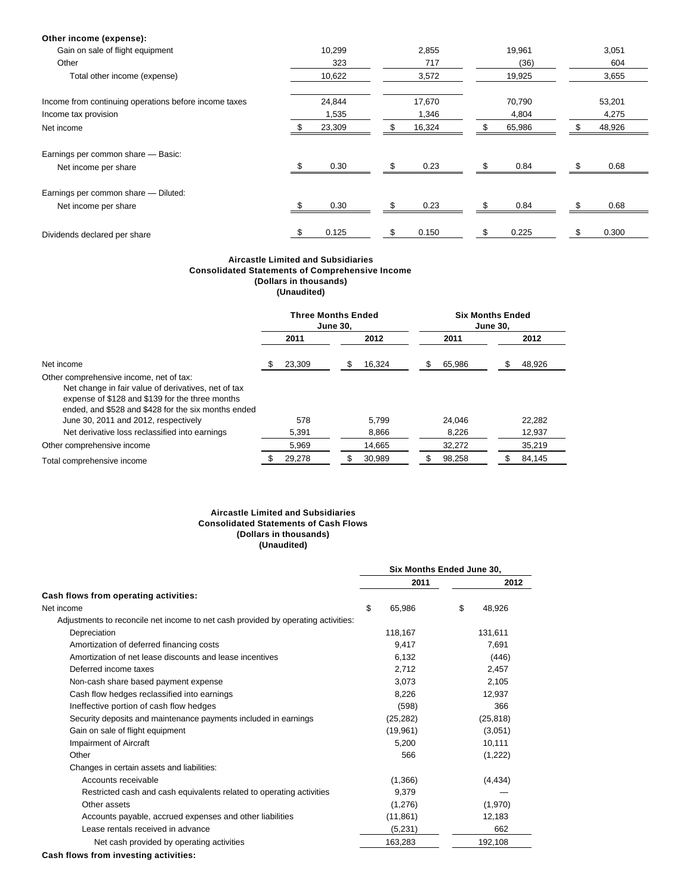| | | | | |
|---|---|---|---|---|
| **Other income (expense):** | | | | |
| Gain on sale of flight equipment | 10,299 | 2,855 | 19,961 | 3,051 |
| Other | 323 | 717 | (36) | 604 |
| Total other income (expense) | 10,622 | 3,572 | 19,925 | 3,655 |
| Income from continuing operations before income taxes | 24,844 | 17,670 | 70,790 | 53,201 |
| Income tax provision | 1,535 | 1,346 | 4,804 | 4,275 |
| Net income | $ 23,309 | $ 16,324 | $ 65,986 | $ 48,926 |
| Earnings per common share — Basic: | | | | |
| Net income per share | $ 0.30 | $ 0.23 | $ 0.84 | $ 0.68 |
| Earnings per common share — Diluted: | | | | |
| Net income per share | $ 0.30 | $ 0.23 | $ 0.84 | $ 0.68 |
| Dividends declared per share | $ 0.125 | $ 0.150 | $ 0.225 | $ 0.300 |

**Aircastle Limited and Subsidiaries**
**Consolidated Statements of Comprehensive Income**
**(Dollars in thousands)**
**(Unaudited)**

| | Three Months Ended June 30, | | Six Months Ended June 30, | |
|---|---|---|---|---|
| | 2011 | 2012 | 2011 | 2012 |
| Net income | $ 23,309 | $ 16,324 | $ 65,986 | $ 48,926 |
| Other comprehensive income, net of tax: | | | | |
| Net change in fair value of derivatives, net of tax expense of $128 and $139 for the three months ended, and $528 and $428 for the six months ended June 30, 2011 and 2012, respectively | 578 | 5,799 | 24,046 | 22,282 |
| Net derivative loss reclassified into earnings | 5,391 | 8,866 | 8,226 | 12,937 |
| Other comprehensive income | 5,969 | 14,665 | 32,272 | 35,219 |
| Total comprehensive income | $ 29,278 | $ 30,989 | $ 98,258 | $ 84,145 |

**Aircastle Limited and Subsidiaries**
**Consolidated Statements of Cash Flows**
**(Dollars in thousands)**
**(Unaudited)**

| | Six Months Ended June 30, | |
|---|---|---|
| | 2011 | 2012 |
| **Cash flows from operating activities:** | | |
| Net income | $ 65,986 | $ 48,926 |
| Adjustments to reconcile net income to net cash provided by operating activities: | | |
| Depreciation | 118,167 | 131,611 |
| Amortization of deferred financing costs | 9,417 | 7,691 |
| Amortization of net lease discounts and lease incentives | 6,132 | (446) |
| Deferred income taxes | 2,712 | 2,457 |
| Non-cash share based payment expense | 3,073 | 2,105 |
| Cash flow hedges reclassified into earnings | 8,226 | 12,937 |
| Ineffective portion of cash flow hedges | (598) | 366 |
| Security deposits and maintenance payments included in earnings | (25,282) | (25,818) |
| Gain on sale of flight equipment | (19,961) | (3,051) |
| Impairment of Aircraft | 5,200 | 10,111 |
| Other | 566 | (1,222) |
| Changes in certain assets and liabilities: | | |
| Accounts receivable | (1,366) | (4,434) |
| Restricted cash and cash equivalents related to operating activities | 9,379 | — |
| Other assets | (1,276) | (1,970) |
| Accounts payable, accrued expenses and other liabilities | (11,861) | 12,183 |
| Lease rentals received in advance | (5,231) | 662 |
| Net cash provided by operating activities | 163,283 | 192,108 |
| **Cash flows from investing activities:** | | |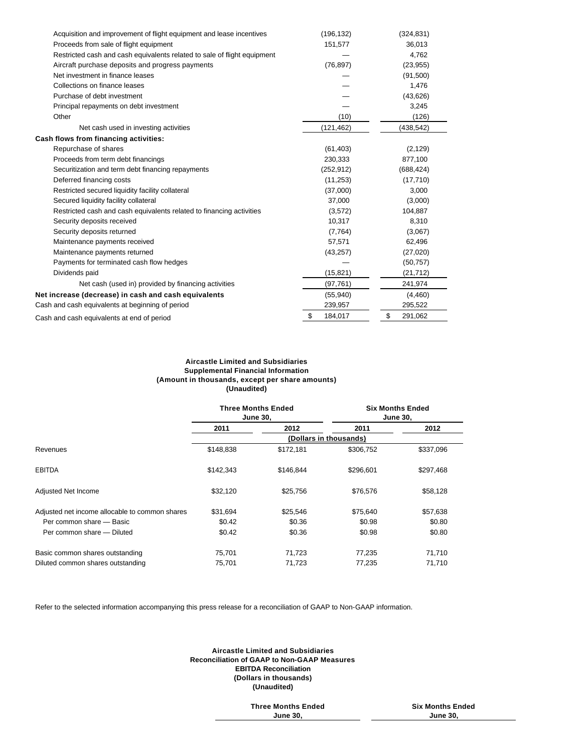| | | |
|---|---|---|
| Acquisition and improvement of flight equipment and lease incentives | (196,132) | (324,831) |
| Proceeds from sale of flight equipment | 151,577 | 36,013 |
| Restricted cash and cash equivalents related to sale of flight equipment | — | 4,762 |
| Aircraft purchase deposits and progress payments | (76,897) | (23,955) |
| Net investment in finance leases | — | (91,500) |
| Collections on finance leases | — | 1,476 |
| Purchase of debt investment | — | (43,626) |
| Principal repayments on debt investment | — | 3,245 |
| Other | (10) | (126) |
| Net cash used in investing activities | (121,462) | (438,542) |
| **Cash flows from financing activities:** | | |
| Repurchase of shares | (61,403) | (2,129) |
| Proceeds from term debt financings | 230,333 | 877,100 |
| Securitization and term debt financing repayments | (252,912) | (688,424) |
| Deferred financing costs | (11,253) | (17,710) |
| Restricted secured liquidity facility collateral | (37,000) | 3,000 |
| Secured liquidity facility collateral | 37,000 | (3,000) |
| Restricted cash and cash equivalents related to financing activities | (3,572) | 104,887 |
| Security deposits received | 10,317 | 8,310 |
| Security deposits returned | (7,764) | (3,067) |
| Maintenance payments received | 57,571 | 62,496 |
| Maintenance payments returned | (43,257) | (27,020) |
| Payments for terminated cash flow hedges | — | (50,757) |
| Dividends paid | (15,821) | (21,712) |
| Net cash (used in) provided by financing activities | (97,761) | 241,974 |
| **Net increase (decrease) in cash and cash equivalents** | (55,940) | (4,460) |
| Cash and cash equivalents at beginning of period | 239,957 | 295,522 |
| Cash and cash equivalents at end of period | $ 184,017 | $ 291,062 |

**Aircastle Limited and Subsidiaries**
**Supplemental Financial Information**
**(Amount in thousands, except per share amounts)**
**(Unaudited)**

| | Three Months Ended June 30, | | Six Months Ended June 30, | |
|---|---|---|---|---|
| | 2011 | 2012 | 2011 | 2012 |
| | (Dollars in thousands) | | | |
| Revenues | $148,838 | $172,181 | $306,752 | $337,096 |
| EBITDA | $142,343 | $146,844 | $296,601 | $297,468 |
| Adjusted Net Income | $32,120 | $25,756 | $76,576 | $58,128 |
| Adjusted net income allocable to common shares | $31,694 | $25,546 | $75,640 | $57,638 |
| Per common share — Basic | $0.42 | $0.36 | $0.98 | $0.80 |
| Per common share — Diluted | $0.42 | $0.36 | $0.98 | $0.80 |
| Basic common shares outstanding | 75,701 | 71,723 | 77,235 | 71,710 |
| Diluted common shares outstanding | 75,701 | 71,723 | 77,235 | 71,710 |

Refer to the selected information accompanying this press release for a reconciliation of GAAP to Non-GAAP information.

**Aircastle Limited and Subsidiaries**
**Reconciliation of GAAP to Non-GAAP Measures**
**EBITDA Reconciliation**
**(Dollars in thousands)**
**(Unaudited)**

| | Three Months Ended June 30, | Six Months Ended June 30, |
|---|---|---|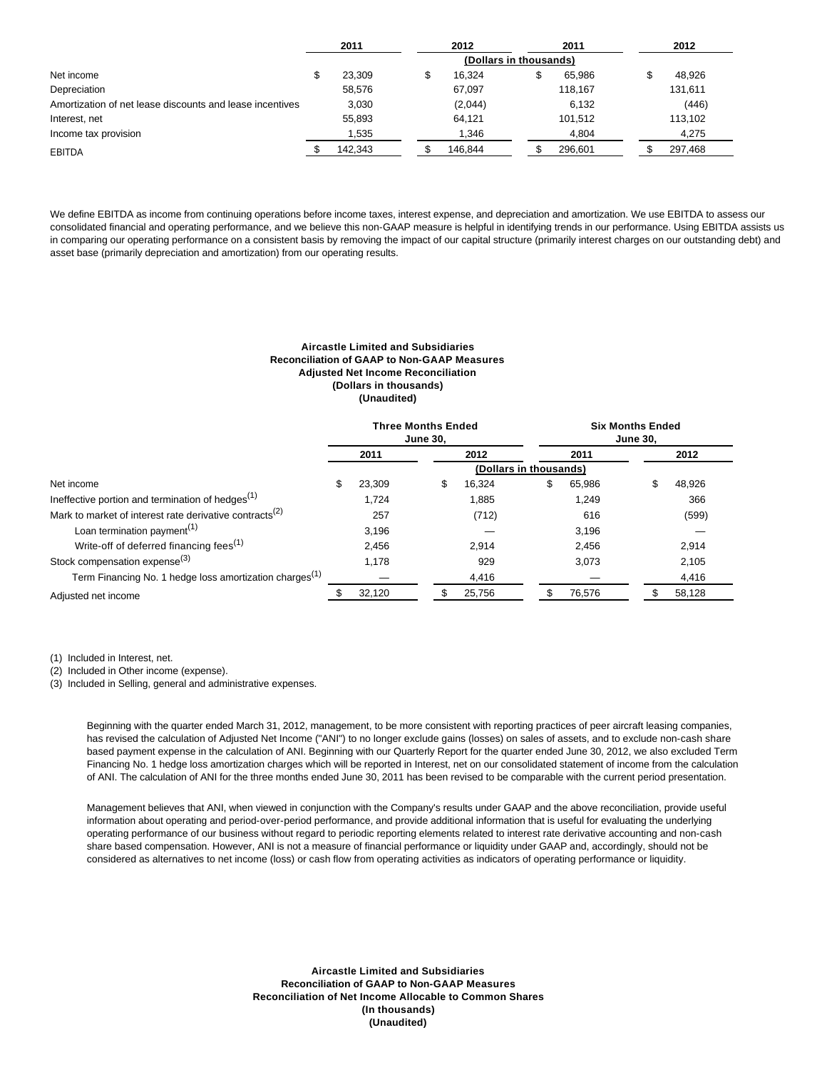| | 2011 | 2012 | 2011 | 2012 |
|---|---|---|---|---|
| | | (Dollars in thousands) | | |
| Net income | $ 23,309 | $ 16,324 | $ 65,986 | $ 48,926 |
| Depreciation | 58,576 | 67,097 | 118,167 | 131,611 |
| Amortization of net lease discounts and lease incentives | 3,030 | (2,044) | 6,132 | (446) |
| Interest, net | 55,893 | 64,121 | 101,512 | 113,102 |
| Income tax provision | 1,535 | 1,346 | 4,804 | 4,275 |
| EBITDA | $ 142,343 | $ 146,844 | $ 296,601 | $ 297,468 |

We define EBITDA as income from continuing operations before income taxes, interest expense, and depreciation and amortization. We use EBITDA to assess our consolidated financial and operating performance, and we believe this non-GAAP measure is helpful in identifying trends in our performance. Using EBITDA assists us in comparing our operating performance on a consistent basis by removing the impact of our capital structure (primarily interest charges on our outstanding debt) and asset base (primarily depreciation and amortization) from our operating results.

**Aircastle Limited and Subsidiaries**
**Reconciliation of GAAP to Non-GAAP Measures**
**Adjusted Net Income Reconciliation**
**(Dollars in thousands)**
**(Unaudited)**

| | Three Months Ended June 30, | | Six Months Ended June 30, | |
|---|---|---|---|---|
| | 2011 | 2012 | 2011 | 2012 |
| | | (Dollars in thousands) | | |
| Net income | $ 23,309 | $ 16,324 | $ 65,986 | $ 48,926 |
| Ineffective portion and termination of hedges[1] | 1,724 | 1,885 | 1,249 | 366 |
| Mark to market of interest rate derivative contracts[2] | 257 | (712) | 616 | (599) |
| Loan termination payment[1] | 3,196 | — | 3,196 | — |
| Write-off of deferred financing fees[1] | 2,456 | 2,914 | 2,456 | 2,914 |
| Stock compensation expense[3] | 1,178 | 929 | 3,073 | 2,105 |
| Term Financing No. 1 hedge loss amortization charges[1] | — | 4,416 | — | 4,416 |
| Adjusted net income | $ 32,120 | $ 25,756 | $ 76,576 | $ 58,128 |

(1) Included in Interest, net.

(2) Included in Other income (expense).

(3) Included in Selling, general and administrative expenses.

Beginning with the quarter ended March 31, 2012, management, to be more consistent with reporting practices of peer aircraft leasing companies, has revised the calculation of Adjusted Net Income ("ANI") to no longer exclude gains (losses) on sales of assets, and to exclude non-cash share based payment expense in the calculation of ANI. Beginning with our Quarterly Report for the quarter ended June 30, 2012, we also excluded Term Financing No. 1 hedge loss amortization charges which will be reported in Interest, net on our consolidated statement of income from the calculation of ANI. The calculation of ANI for the three months ended June 30, 2011 has been revised to be comparable with the current period presentation.

Management believes that ANI, when viewed in conjunction with the Company's results under GAAP and the above reconciliation, provide useful information about operating and period-over-period performance, and provide additional information that is useful for evaluating the underlying operating performance of our business without regard to periodic reporting elements related to interest rate derivative accounting and non-cash share based compensation. However, ANI is not a measure of financial performance or liquidity under GAAP and, accordingly, should not be considered as alternatives to net income (loss) or cash flow from operating activities as indicators of operating performance or liquidity.

**Aircastle Limited and Subsidiaries**
**Reconciliation of GAAP to Non-GAAP Measures**
**Reconciliation of Net Income Allocable to Common Shares**
**(In thousands)**
**(Unaudited)**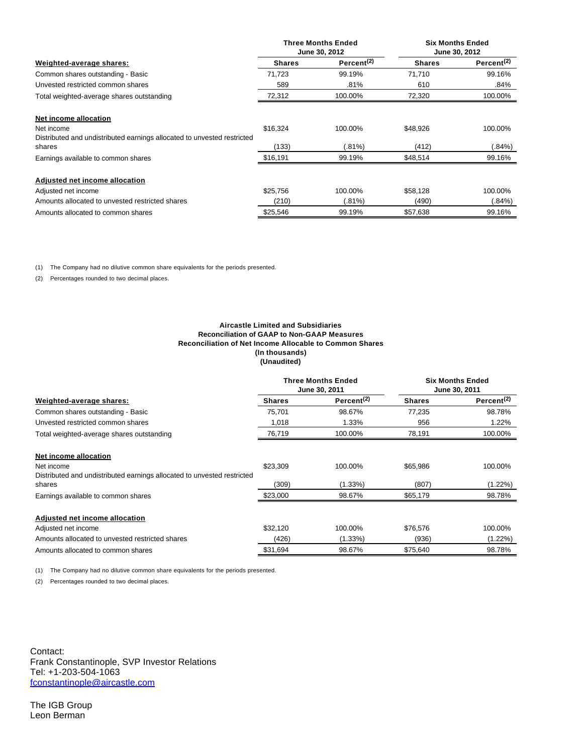| | Three Months Ended June 30, 2012 | | Six Months Ended June 30, 2012 | |
|---|---|---|---|---|
| **Weighted-average shares:** | **Shares** | **Percent[(2)]** | **Shares** | **Percent[(2)]** |
| Common shares outstanding - Basic | 71,723 | 99.19% | 71,710 | 99.16% |
| Unvested restricted common shares | 589 | .81% | 610 | .84% |
| Total weighted-average shares outstanding | 72,312 | 100.00% | 72,320 | 100.00% |
| **Net income allocation** | | | | |
| Net income | $16,324 | 100.00% | $48,926 | 100.00% |
| Distributed and undistributed earnings allocated to unvested restricted shares | (133) | (.81%) | (412) | (.84%) |
| Earnings available to common shares | $16,191 | 99.19% | $48,514 | 99.16% |
| **Adjusted net income allocation** | | | | |
| Adjusted net income | $25,756 | 100.00% | $58,128 | 100.00% |
| Amounts allocated to unvested restricted shares | (210) | (.81%) | (490) | (.84%) |
| Amounts allocated to common shares | $25,546 | 99.19% | $57,638 | 99.16% |

(1) The Company had no dilutive common share equivalents for the periods presented.

(2) Percentages rounded to two decimal places.

**Aircastle Limited and Subsidiaries**
**Reconciliation of GAAP to Non-GAAP Measures**
**Reconciliation of Net Income Allocable to Common Shares**
**(In thousands)**
**(Unaudited)**

| | Three Months Ended June 30, 2011 | | Six Months Ended June 30, 2011 | |
|---|---|---|---|---|
| **Weighted-average shares:** | **Shares** | **Percent[(2)]** | **Shares** | **Percent[(2)]** |
| Common shares outstanding - Basic | 75,701 | 98.67% | 77,235 | 98.78% |
| Unvested restricted common shares | 1,018 | 1.33% | 956 | 1.22% |
| Total weighted-average shares outstanding | 76,719 | 100.00% | 78,191 | 100.00% |
| **Net income allocation** | | | | |
| Net income | $23,309 | 100.00% | $65,986 | 100.00% |
| Distributed and undistributed earnings allocated to unvested restricted shares | (309) | (1.33%) | (807) | (1.22%) |
| Earnings available to common shares | $23,000 | 98.67% | $65,179 | 98.78% |
| **Adjusted net income allocation** | | | | |
| Adjusted net income | $32,120 | 100.00% | $76,576 | 100.00% |
| Amounts allocated to unvested restricted shares | (426) | (1.33%) | (936) | (1.22%) |
| Amounts allocated to common shares | $31,694 | 98.67% | $75,640 | 98.78% |

(1) The Company had no dilutive common share equivalents for the periods presented.

(2) Percentages rounded to two decimal places.

Contact:
Frank Constantinople, SVP Investor Relations
Tel: +1-203-504-1063
fconstantinople@aircastle.com

The IGB Group
Leon Berman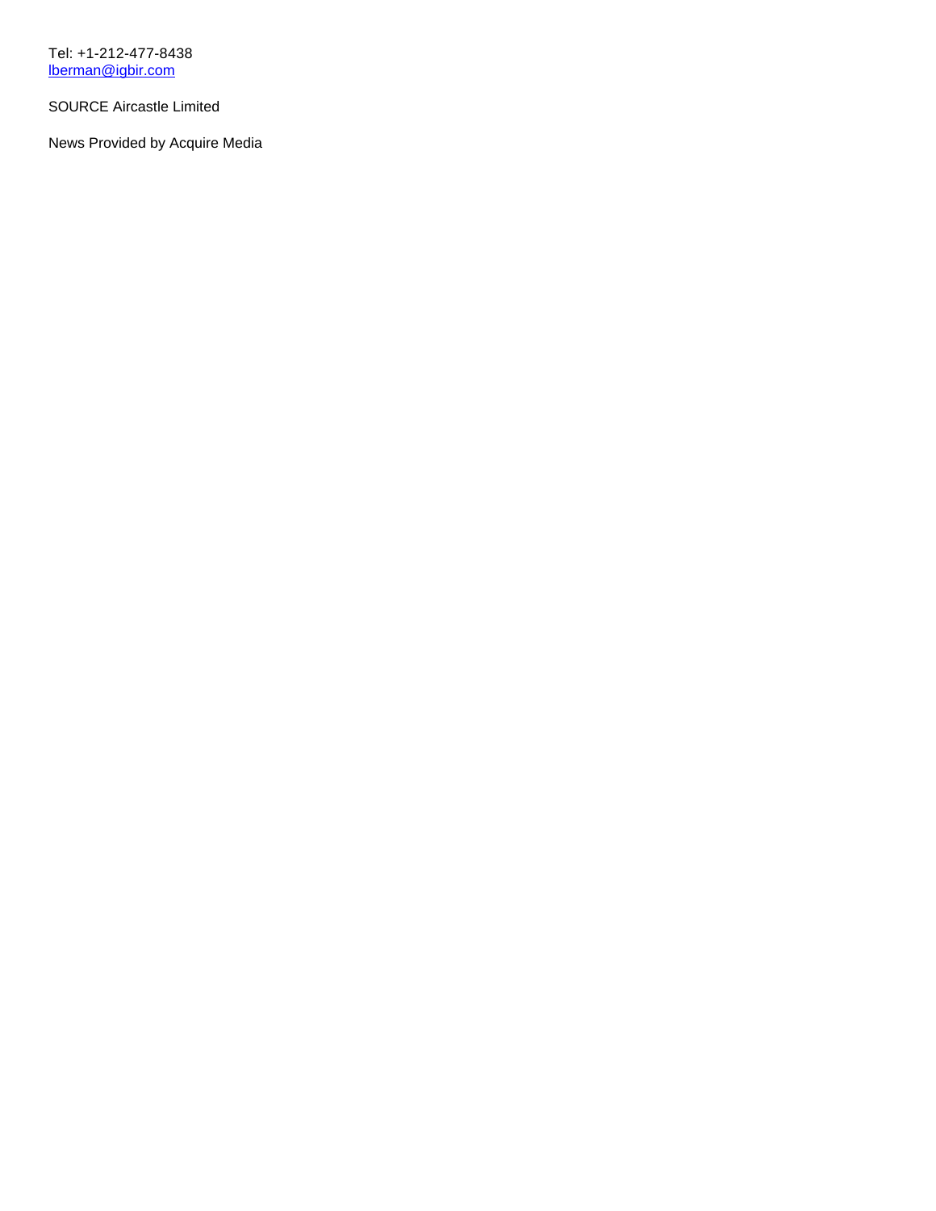Tel: +1-212-477-8438
[lberman@igbir.com](mailto:lberman@igbir.com)

SOURCE Aircastle Limited

News Provided by Acquire Media